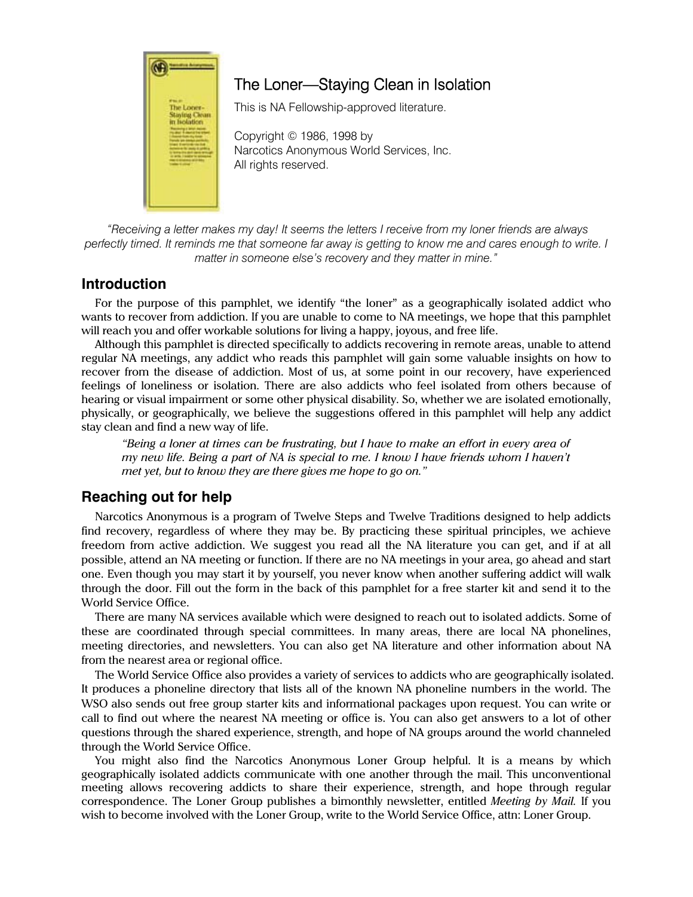# The Loner—Staying Clean in Isolation

This is NA Fellowship-approved literature.

Copyright © 1986, 1998 by
Narcotics Anonymous World Services, Inc.
All rights reserved.

*"Receiving a letter makes my day! It seems the letters I receive from my loner friends are always perfectly timed. It reminds me that someone far away is getting to know me and cares enough to write. I matter in someone else's recovery and they matter in mine."*

## Introduction

For the purpose of this pamphlet, we identify "the loner" as a geographically isolated addict who wants to recover from addiction. If you are unable to come to NA meetings, we hope that this pamphlet will reach you and offer workable solutions for living a happy, joyous, and free life.

Although this pamphlet is directed specifically to addicts recovering in remote areas, unable to attend regular NA meetings, any addict who reads this pamphlet will gain some valuable insights on how to recover from the disease of addiction. Most of us, at some point in our recovery, have experienced feelings of loneliness or isolation. There are also addicts who feel isolated from others because of hearing or visual impairment or some other physical disability. So, whether we are isolated emotionally, physically, or geographically, we believe the suggestions offered in this pamphlet will help any addict stay clean and find a new way of life.

> *"Being a loner at times can be frustrating, but I have to make an effort in every area of my new life. Being a part of NA is special to me. I know I have friends whom I haven't met yet, but to know they are there gives me hope to go on."*

## Reaching out for help

Narcotics Anonymous is a program of Twelve Steps and Twelve Traditions designed to help addicts find recovery, regardless of where they may be. By practicing these spiritual principles, we achieve freedom from active addiction. We suggest you read all the NA literature you can get, and if at all possible, attend an NA meeting or function. If there are no NA meetings in your area, go ahead and start one. Even though you may start it by yourself, you never know when another suffering addict will walk through the door. Fill out the form in the back of this pamphlet for a free starter kit and send it to the World Service Office.

There are many NA services available which were designed to reach out to isolated addicts. Some of these are coordinated through special committees. In many areas, there are local NA phonelines, meeting directories, and newsletters. You can also get NA literature and other information about NA from the nearest area or regional office.

The World Service Office also provides a variety of services to addicts who are geographically isolated. It produces a phoneline directory that lists all of the known NA phoneline numbers in the world. The WSO also sends out free group starter kits and informational packages upon request. You can write or call to find out where the nearest NA meeting or office is. You can also get answers to a lot of other questions through the shared experience, strength, and hope of NA groups around the world channeled through the World Service Office.

You might also find the Narcotics Anonymous Loner Group helpful. It is a means by which geographically isolated addicts communicate with one another through the mail. This unconventional meeting allows recovering addicts to share their experience, strength, and hope through regular correspondence. The Loner Group publishes a bimonthly newsletter, entitled *Meeting by Mail.* If you wish to become involved with the Loner Group, write to the World Service Office, attn: Loner Group.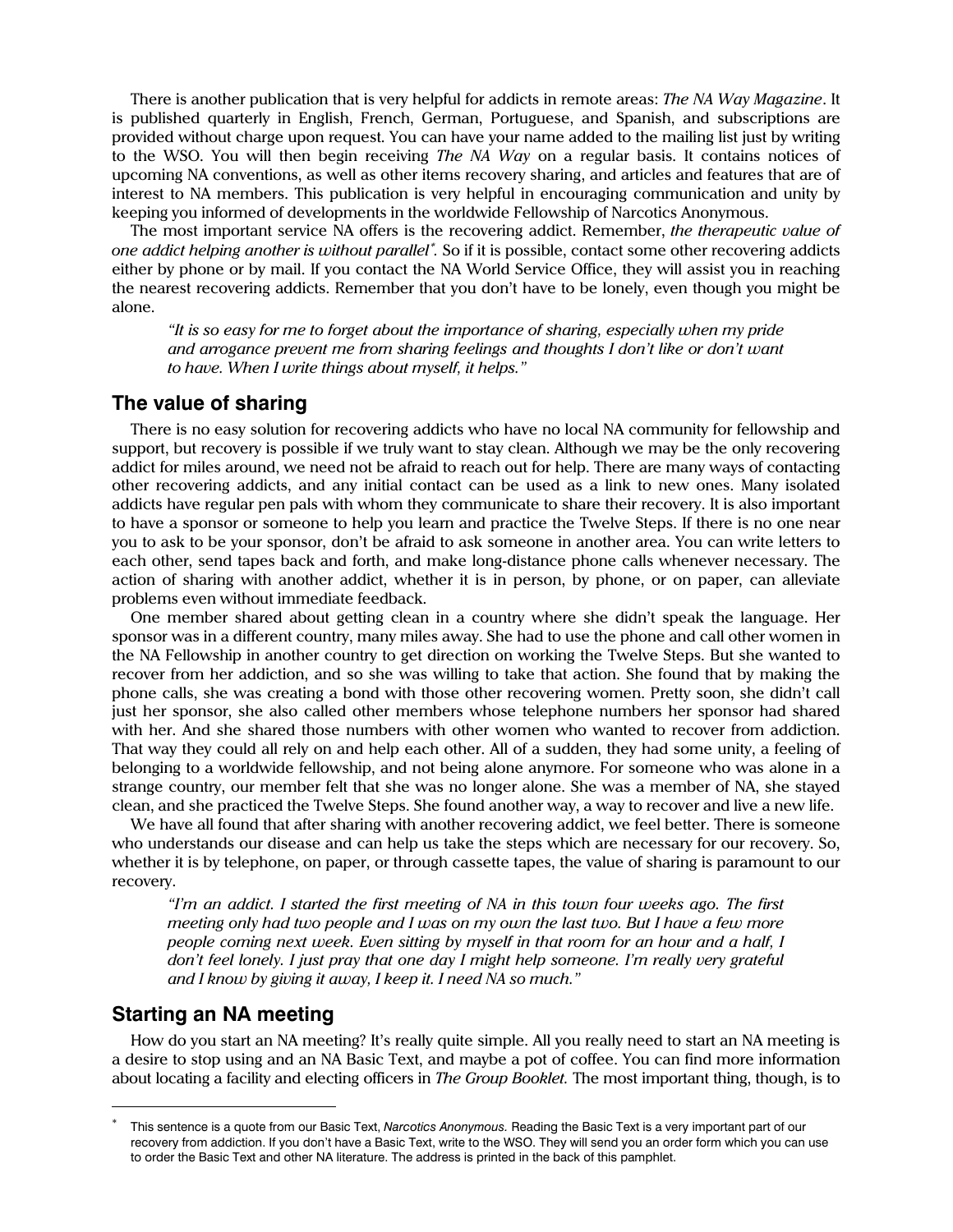There is another publication that is very helpful for addicts in remote areas: *The NA Way Magazine*. It is published quarterly in English, French, German, Portuguese, and Spanish, and subscriptions are provided without charge upon request. You can have your name added to the mailing list just by writing to the WSO. You will then begin receiving *The NA Way* on a regular basis. It contains notices of upcoming NA conventions, as well as other items recovery sharing, and articles and features that are of interest to NA members. This publication is very helpful in encouraging communication and unity by keeping you informed of developments in the worldwide Fellowship of Narcotics Anonymous.

The most important service NA offers is the recovering addict. Remember, *the therapeutic value of one addict helping another is without parallel*[*]. So if it is possible, contact some other recovering addicts either by phone or by mail. If you contact the NA World Service Office, they will assist you in reaching the nearest recovering addicts. Remember that you don't have to be lonely, even though you might be alone.

> *"It is so easy for me to forget about the importance of sharing, especially when my pride and arrogance prevent me from sharing feelings and thoughts I don't like or don't want to have. When I write things about myself, it helps."*

## The value of sharing

There is no easy solution for recovering addicts who have no local NA community for fellowship and support, but recovery is possible if we truly want to stay clean. Although we may be the only recovering addict for miles around, we need not be afraid to reach out for help. There are many ways of contacting other recovering addicts, and any initial contact can be used as a link to new ones. Many isolated addicts have regular pen pals with whom they communicate to share their recovery. It is also important to have a sponsor or someone to help you learn and practice the Twelve Steps. If there is no one near you to ask to be your sponsor, don't be afraid to ask someone in another area. You can write letters to each other, send tapes back and forth, and make long-distance phone calls whenever necessary. The action of sharing with another addict, whether it is in person, by phone, or on paper, can alleviate problems even without immediate feedback.

One member shared about getting clean in a country where she didn't speak the language. Her sponsor was in a different country, many miles away. She had to use the phone and call other women in the NA Fellowship in another country to get direction on working the Twelve Steps. But she wanted to recover from her addiction, and so she was willing to take that action. She found that by making the phone calls, she was creating a bond with those other recovering women. Pretty soon, she didn't call just her sponsor, she also called other members whose telephone numbers her sponsor had shared with her. And she shared those numbers with other women who wanted to recover from addiction. That way they could all rely on and help each other. All of a sudden, they had some unity, a feeling of belonging to a worldwide fellowship, and not being alone anymore. For someone who was alone in a strange country, our member felt that she was no longer alone. She was a member of NA, she stayed clean, and she practiced the Twelve Steps. She found another way, a way to recover and live a new life.

We have all found that after sharing with another recovering addict, we feel better. There is someone who understands our disease and can help us take the steps which are necessary for our recovery. So, whether it is by telephone, on paper, or through cassette tapes, the value of sharing is paramount to our recovery.

> *"I'm an addict. I started the first meeting of NA in this town four weeks ago. The first meeting only had two people and I was on my own the last two. But I have a few more people coming next week. Even sitting by myself in that room for an hour and a half, I don't feel lonely. I just pray that one day I might help someone. I'm really very grateful and I know by giving it away, I keep it. I need NA so much."*

## Starting an NA meeting

How do you start an NA meeting? It's really quite simple. All you really need to start an NA meeting is a desire to stop using and an NA Basic Text, and maybe a pot of coffee. You can find more information about locating a facility and electing officers in *The Group Booklet*. The most important thing, though, is to

---

[*] This sentence is a quote from our Basic Text, *Narcotics Anonymous*. Reading the Basic Text is a very important part of our recovery from addiction. If you don't have a Basic Text, write to the WSO. They will send you an order form which you can use to order the Basic Text and other NA literature. The address is printed in the back of this pamphlet.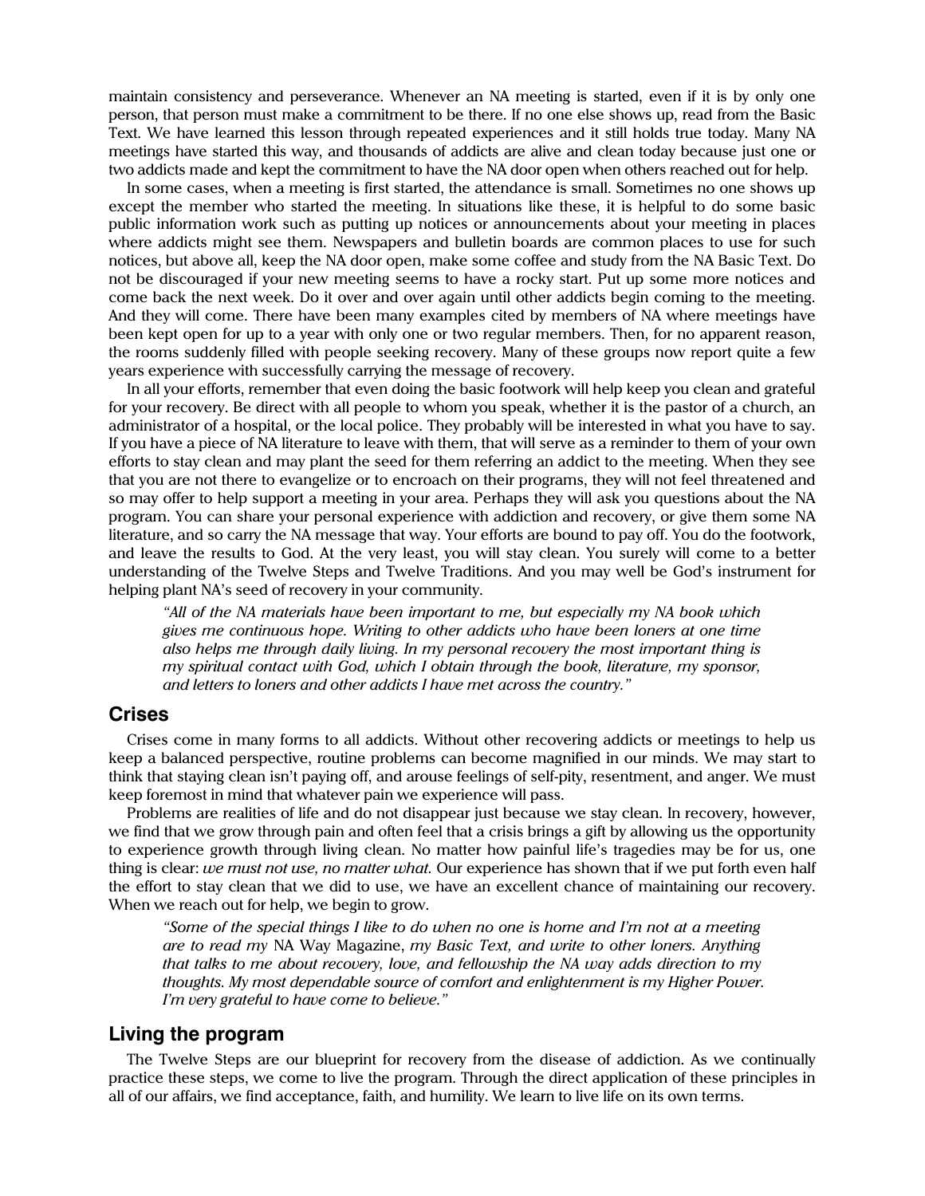maintain consistency and perseverance. Whenever an NA meeting is started, even if it is by only one person, that person must make a commitment to be there. If no one else shows up, read from the Basic Text. We have learned this lesson through repeated experiences and it still holds true today. Many NA meetings have started this way, and thousands of addicts are alive and clean today because just one or two addicts made and kept the commitment to have the NA door open when others reached out for help.

In some cases, when a meeting is first started, the attendance is small. Sometimes no one shows up except the member who started the meeting. In situations like these, it is helpful to do some basic public information work such as putting up notices or announcements about your meeting in places where addicts might see them. Newspapers and bulletin boards are common places to use for such notices, but above all, keep the NA door open, make some coffee and study from the NA Basic Text. Do not be discouraged if your new meeting seems to have a rocky start. Put up some more notices and come back the next week. Do it over and over again until other addicts begin coming to the meeting. And they will come. There have been many examples cited by members of NA where meetings have been kept open for up to a year with only one or two regular members. Then, for no apparent reason, the rooms suddenly filled with people seeking recovery. Many of these groups now report quite a few years experience with successfully carrying the message of recovery.

In all your efforts, remember that even doing the basic footwork will help keep you clean and grateful for your recovery. Be direct with all people to whom you speak, whether it is the pastor of a church, an administrator of a hospital, or the local police. They probably will be interested in what you have to say. If you have a piece of NA literature to leave with them, that will serve as a reminder to them of your own efforts to stay clean and may plant the seed for them referring an addict to the meeting. When they see that you are not there to evangelize or to encroach on their programs, they will not feel threatened and so may offer to help support a meeting in your area. Perhaps they will ask you questions about the NA program. You can share your personal experience with addiction and recovery, or give them some NA literature, and so carry the NA message that way. Your efforts are bound to pay off. You do the footwork, and leave the results to God. At the very least, you will stay clean. You surely will come to a better understanding of the Twelve Steps and Twelve Traditions. And you may well be God's instrument for helping plant NA's seed of recovery in your community.

> *"All of the NA materials have been important to me, but especially my NA book which gives me continuous hope. Writing to other addicts who have been loners at one time also helps me through daily living. In my personal recovery the most important thing is my spiritual contact with God, which I obtain through the book, literature, my sponsor, and letters to loners and other addicts I have met across the country."*

## Crises

Crises come in many forms to all addicts. Without other recovering addicts or meetings to help us keep a balanced perspective, routine problems can become magnified in our minds. We may start to think that staying clean isn't paying off, and arouse feelings of self-pity, resentment, and anger. We must keep foremost in mind that whatever pain we experience will pass.

Problems are realities of life and do not disappear just because we stay clean. In recovery, however, we find that we grow through pain and often feel that a crisis brings a gift by allowing us the opportunity to experience growth through living clean. No matter how painful life's tragedies may be for us, one thing is clear: *we must not use, no matter what.* Our experience has shown that if we put forth even half the effort to stay clean that we did to use, we have an excellent chance of maintaining our recovery. When we reach out for help, we begin to grow.

> *"Some of the special things I like to do when no one is home and I'm not at a meeting are to read my* NA Way Magazine, *my Basic Text, and write to other loners. Anything that talks to me about recovery, love, and fellowship the NA way adds direction to my thoughts. My most dependable source of comfort and enlightenment is my Higher Power. I'm very grateful to have come to believe."*

## Living the program

The Twelve Steps are our blueprint for recovery from the disease of addiction. As we continually practice these steps, we come to live the program. Through the direct application of these principles in all of our affairs, we find acceptance, faith, and humility. We learn to live life on its own terms.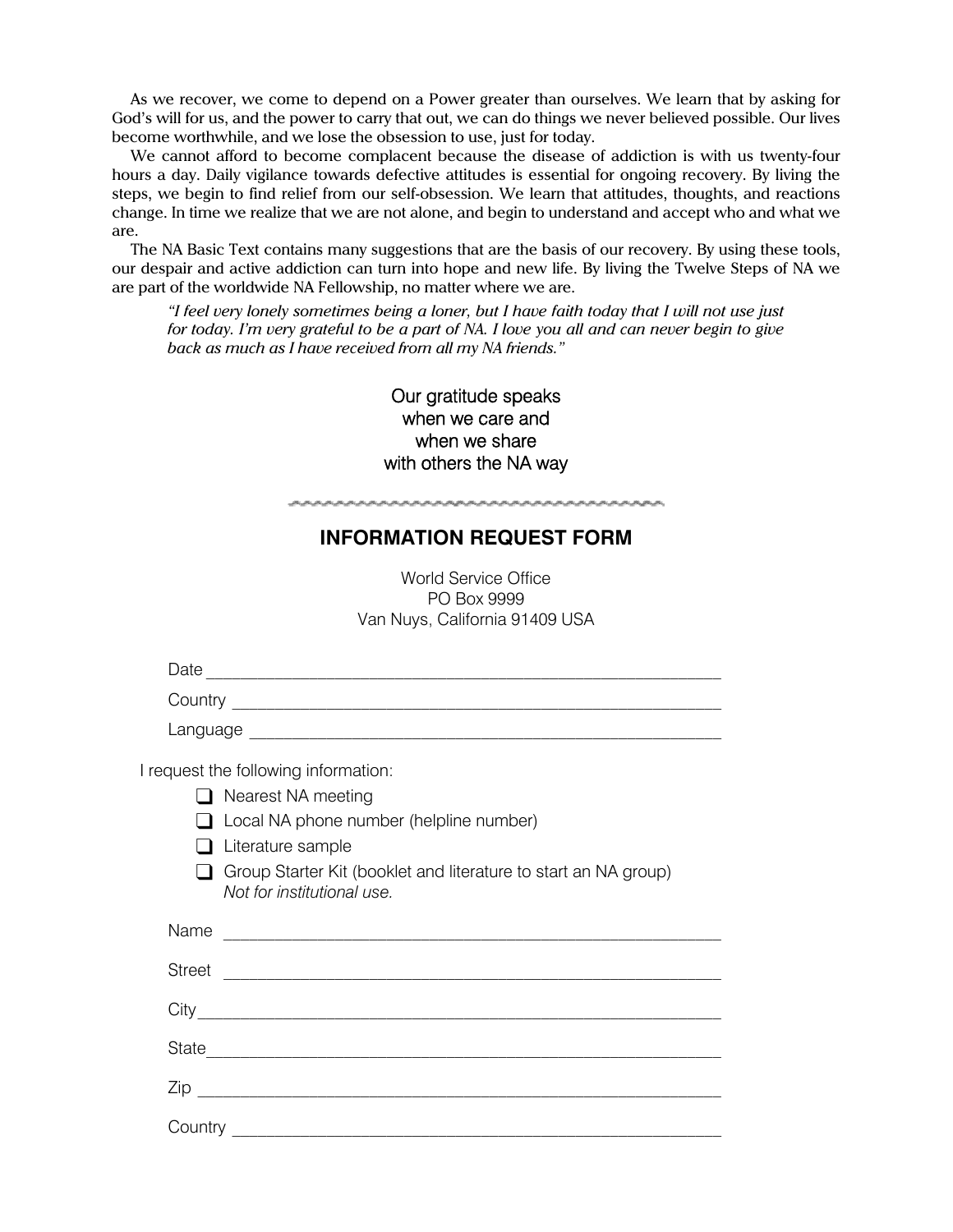As we recover, we come to depend on a Power greater than ourselves. We learn that by asking for God's will for us, and the power to carry that out, we can do things we never believed possible. Our lives become worthwhile, and we lose the obsession to use, just for today.

We cannot afford to become complacent because the disease of addiction is with us twenty-four hours a day. Daily vigilance towards defective attitudes is essential for ongoing recovery. By living the steps, we begin to find relief from our self-obsession. We learn that attitudes, thoughts, and reactions change. In time we realize that we are not alone, and begin to understand and accept who and what we are.

The NA Basic Text contains many suggestions that are the basis of our recovery. By using these tools, our despair and active addiction can turn into hope and new life. By living the Twelve Steps of NA we are part of the worldwide NA Fellowship, no matter where we are.

> *"I feel very lonely sometimes being a loner, but I have faith today that I will not use just for today. I'm very grateful to be a part of NA. I love you all and can never begin to give back as much as I have received from all my NA friends."*

Our gratitude speaks
when we care and
when we share
with others the NA way

---

## INFORMATION REQUEST FORM

World Service Office
PO Box 9999
Van Nuys, California 91409 USA

Date ____________________________________________

Country __________________________________________

Language _________________________________________

I request the following information:

- ☐ Nearest NA meeting
- ☐ Local NA phone number (helpline number)
- ☐ Literature sample
- ☐ Group Starter Kit (booklet and literature to start an NA group)
  *Not for institutional use.*

Name ____________________________________________

Street ____________________________________________

City ______________________________________________

State _____________________________________________

Zip ______________________________________________

Country __________________________________________